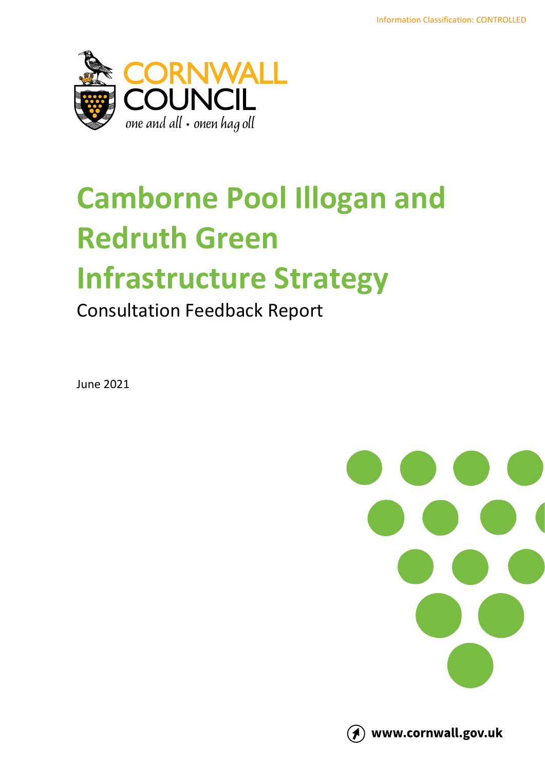Information Classification: CONTROLLED

CORNWALL COUNCIL

one and all • onen hag oll

# Camborne Pool Illogan and Redruth Green Infrastructure Strategy

## Consultation Feedback Report

June 2021

www.cornwall.gov.uk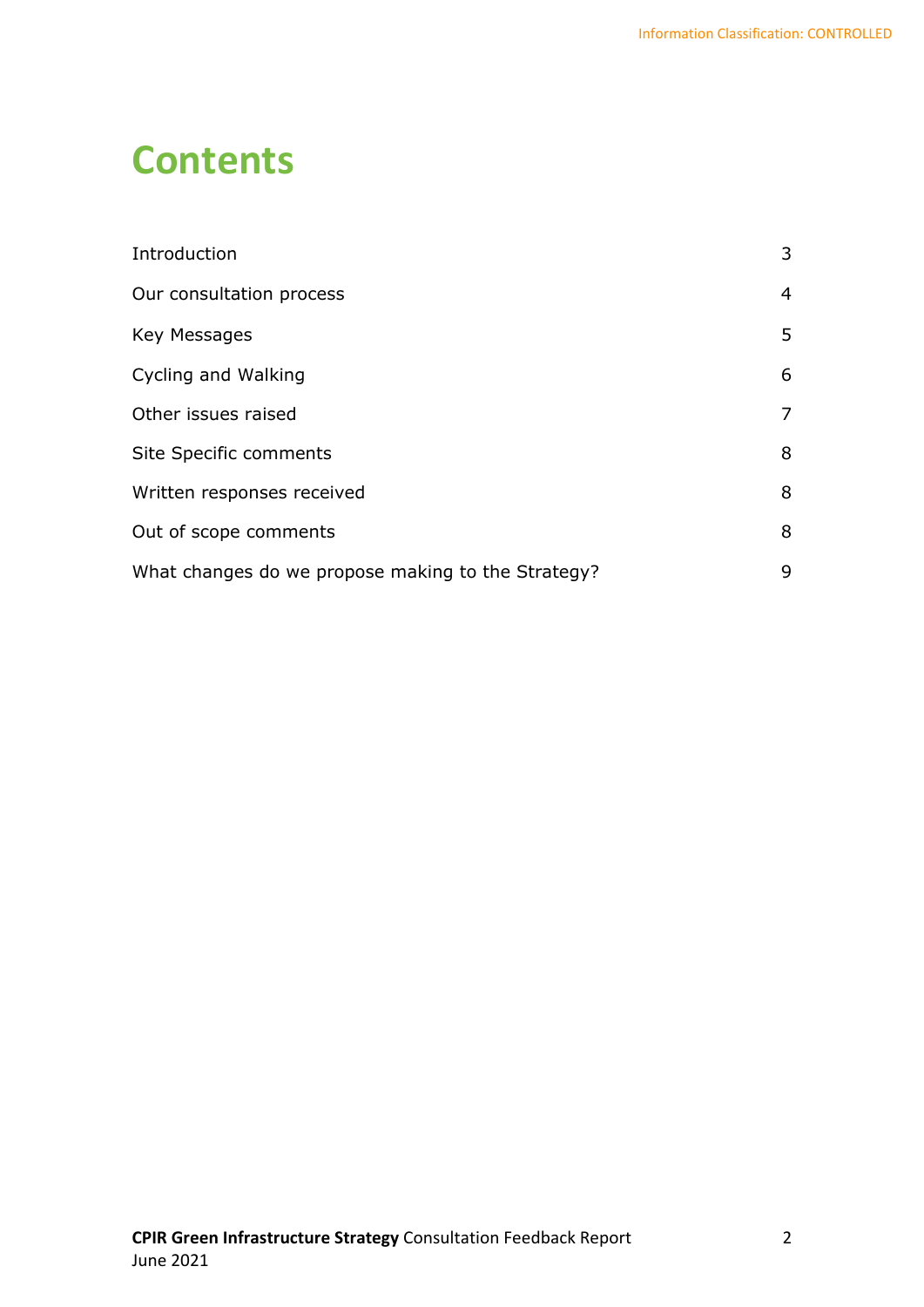# Contents

| | |
|---|---|
| Introduction | 3 |
| Our consultation process | 4 |
| Key Messages | 5 |
| Cycling and Walking | 6 |
| Other issues raised | 7 |
| Site Specific comments | 8 |
| Written responses received | 8 |
| Out of scope comments | 8 |
| What changes do we propose making to the Strategy? | 9 |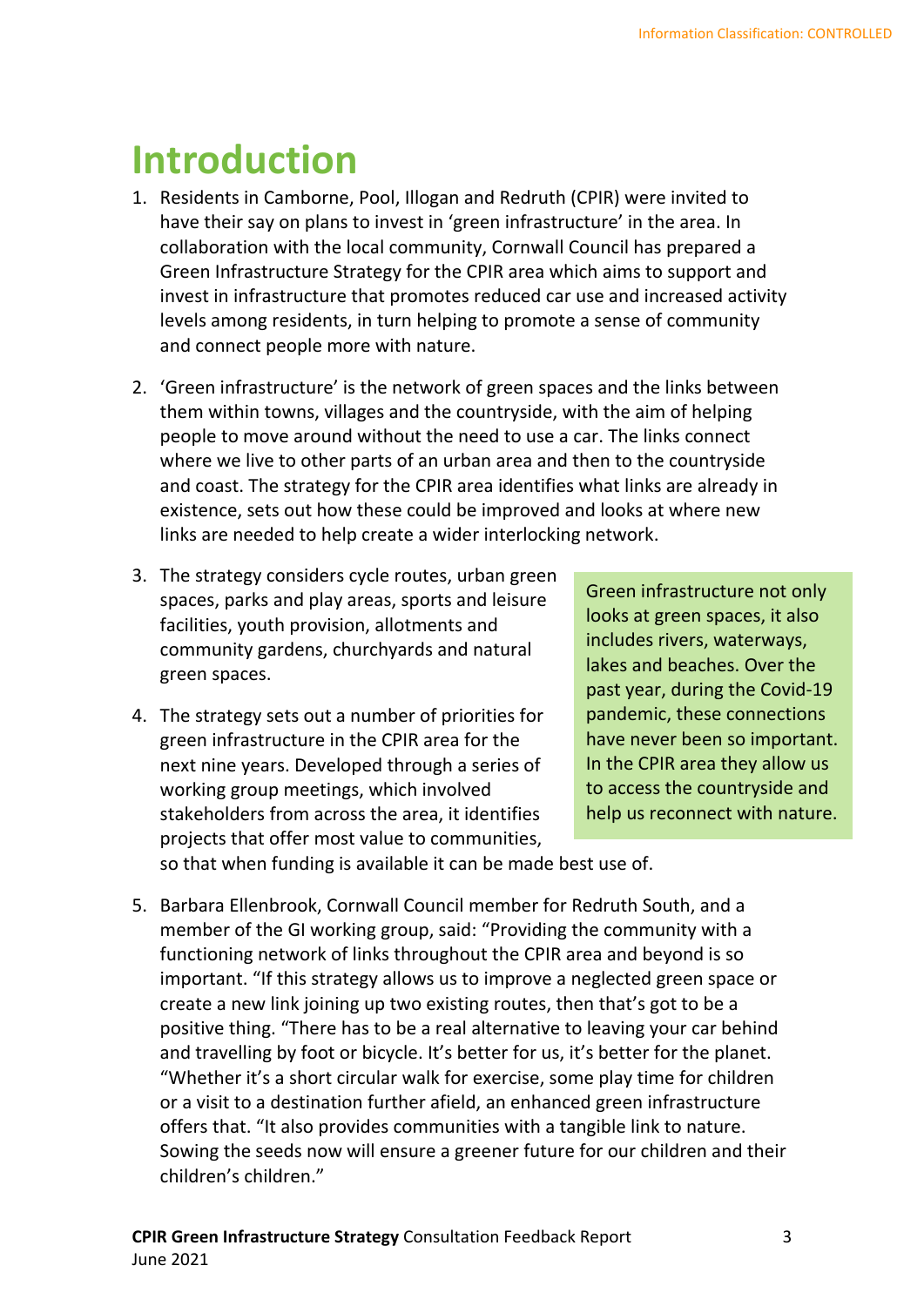# Introduction

1. Residents in Camborne, Pool, Illogan and Redruth (CPIR) were invited to have their say on plans to invest in 'green infrastructure' in the area. In collaboration with the local community, Cornwall Council has prepared a Green Infrastructure Strategy for the CPIR area which aims to support and invest in infrastructure that promotes reduced car use and increased activity levels among residents, in turn helping to promote a sense of community and connect people more with nature.

2. 'Green infrastructure' is the network of green spaces and the links between them within towns, villages and the countryside, with the aim of helping people to move around without the need to use a car. The links connect where we live to other parts of an urban area and then to the countryside and coast. The strategy for the CPIR area identifies what links are already in existence, sets out how these could be improved and looks at where new links are needed to help create a wider interlocking network.

3. The strategy considers cycle routes, urban green spaces, parks and play areas, sports and leisure facilities, youth provision, allotments and community gardens, churchyards and natural green spaces.

4. The strategy sets out a number of priorities for green infrastructure in the CPIR area for the next nine years. Developed through a series of working group meetings, which involved stakeholders from across the area, it identifies projects that offer most value to communities, so that when funding is available it can be made best use of.

> Green infrastructure not only looks at green spaces, it also includes rivers, waterways, lakes and beaches. Over the past year, during the Covid-19 pandemic, these connections have never been so important. In the CPIR area they allow us to access the countryside and help us reconnect with nature.

5. Barbara Ellenbrook, Cornwall Council member for Redruth South, and a member of the GI working group, said: "Providing the community with a functioning network of links throughout the CPIR area and beyond is so important. "If this strategy allows us to improve a neglected green space or create a new link joining up two existing routes, then that's got to be a positive thing. "There has to be a real alternative to leaving your car behind and travelling by foot or bicycle. It's better for us, it's better for the planet. "Whether it's a short circular walk for exercise, some play time for children or a visit to a destination further afield, an enhanced green infrastructure offers that. "It also provides communities with a tangible link to nature. Sowing the seeds now will ensure a greener future for our children and their children's children."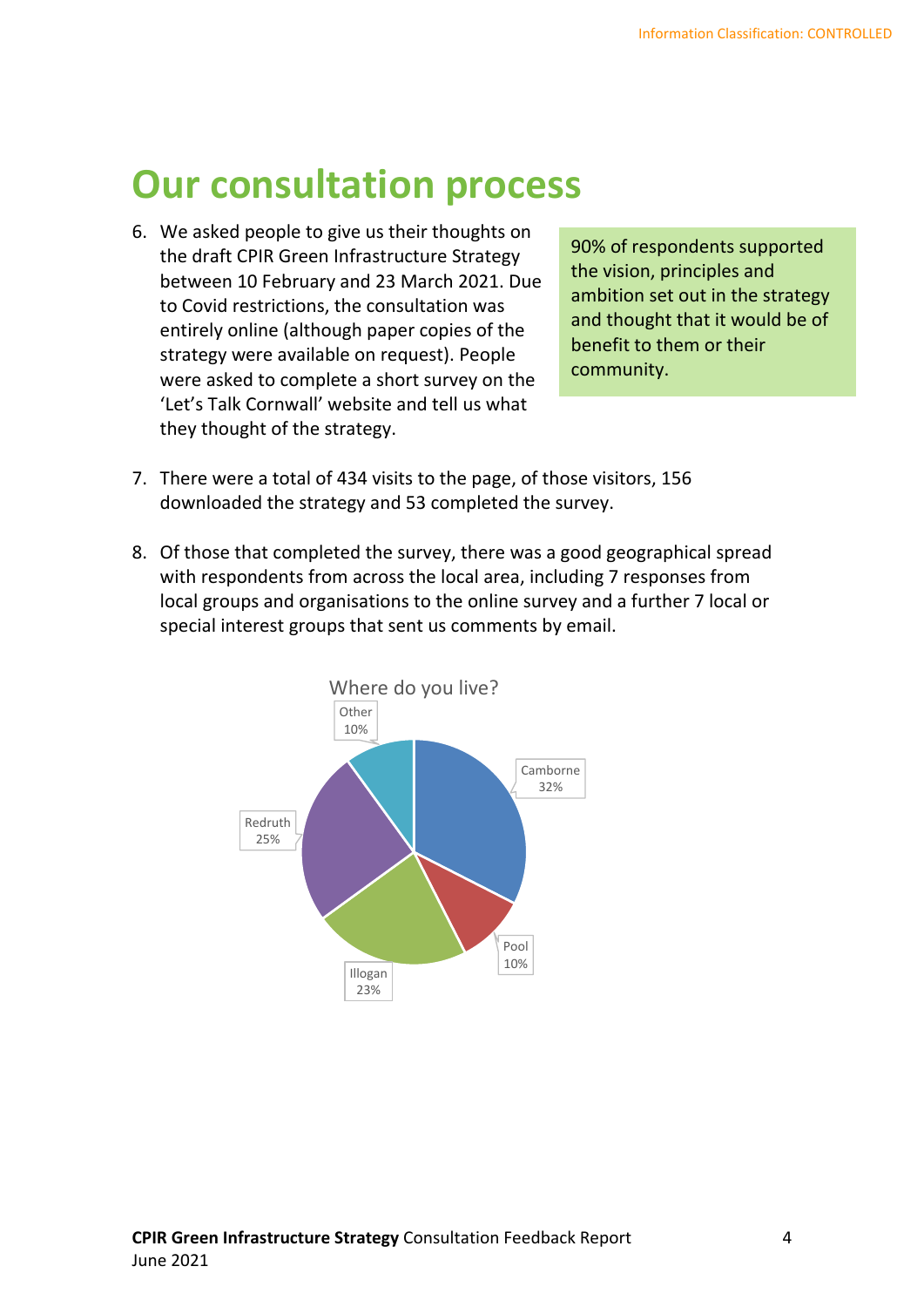# Our consultation process

6. We asked people to give us their thoughts on the draft CPIR Green Infrastructure Strategy between 10 February and 23 March 2021. Due to Covid restrictions, the consultation was entirely online (although paper copies of the strategy were available on request). People were asked to complete a short survey on the 'Let's Talk Cornwall' website and tell us what they thought of the strategy.

90% of respondents supported the vision, principles and ambition set out in the strategy and thought that it would be of benefit to them or their community.

7. There were a total of 434 visits to the page, of those visitors, 156 downloaded the strategy and 53 completed the survey.

8. Of those that completed the survey, there was a good geographical spread with respondents from across the local area, including 7 responses from local groups and organisations to the online survey and a further 7 local or special interest groups that sent us comments by email.

Where do you live?

| Location | Percentage |
|---|---|
| Camborne | 32% |
| Pool | 10% |
| Illogan | 23% |
| Redruth | 25% |
| Other | 10% |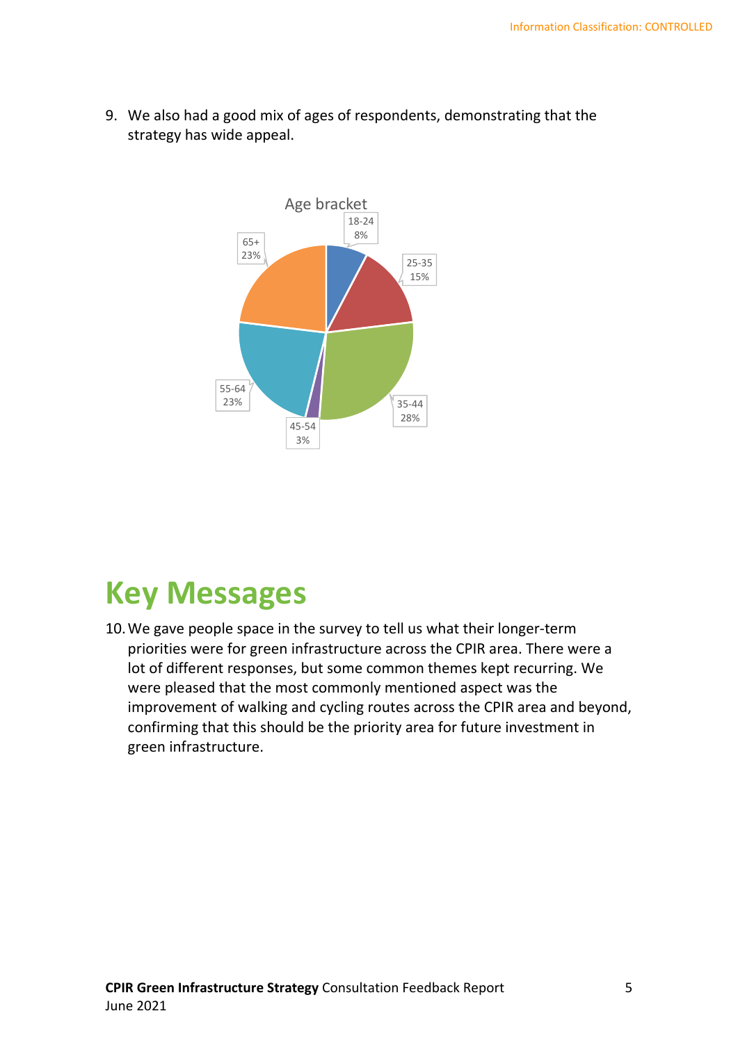9. We also had a good mix of ages of respondents, demonstrating that the strategy has wide appeal.

Age bracket

| Age bracket | Percentage |
|---|---|
| 18-24 | 8% |
| 25-35 | 15% |
| 35-44 | 28% |
| 45-54 | 3% |
| 55-64 | 23% |
| 65+ | 23% |

# Key Messages

10. We gave people space in the survey to tell us what their longer-term priorities were for green infrastructure across the CPIR area. There were a lot of different responses, but some common themes kept recurring. We were pleased that the most commonly mentioned aspect was the improvement of walking and cycling routes across the CPIR area and beyond, confirming that this should be the priority area for future investment in green infrastructure.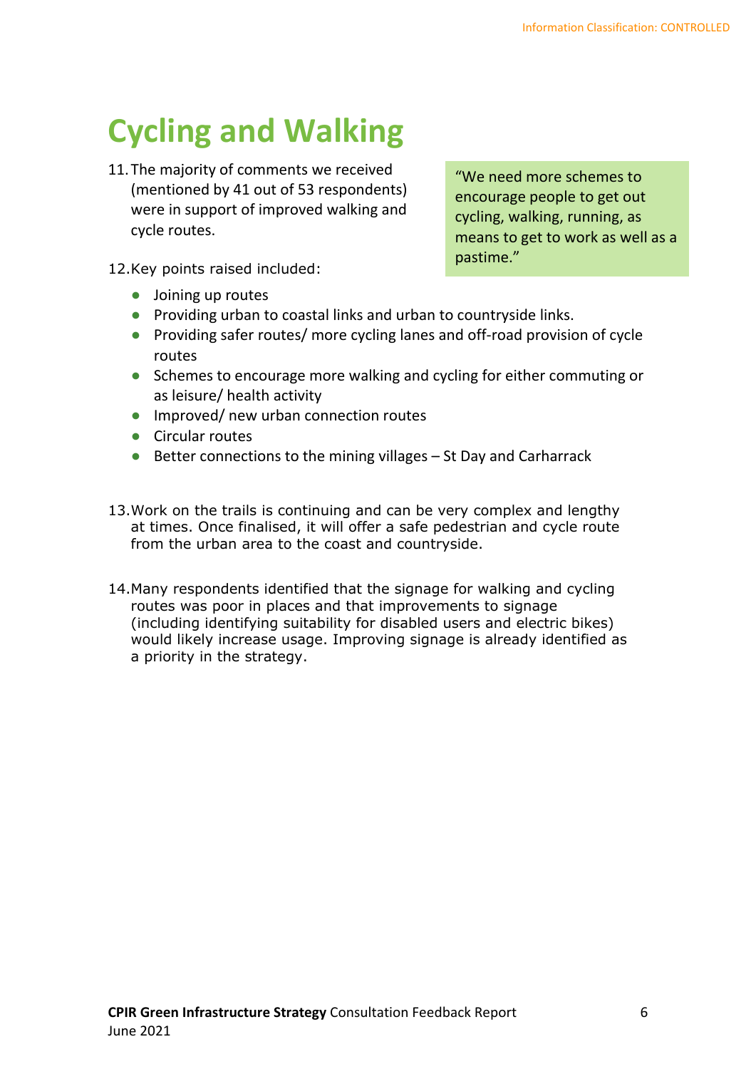# Cycling and Walking

11. The majority of comments we received (mentioned by 41 out of 53 respondents) were in support of improved walking and cycle routes.

> "We need more schemes to encourage people to get out cycling, walking, running, as means to get to work as well as a pastime."

12. Key points raised included:

- Joining up routes
- Providing urban to coastal links and urban to countryside links.
- Providing safer routes/ more cycling lanes and off-road provision of cycle routes
- Schemes to encourage more walking and cycling for either commuting or as leisure/ health activity
- Improved/ new urban connection routes
- Circular routes
- Better connections to the mining villages – St Day and Carharrack

13. Work on the trails is continuing and can be very complex and lengthy at times. Once finalised, it will offer a safe pedestrian and cycle route from the urban area to the coast and countryside.

14. Many respondents identified that the signage for walking and cycling routes was poor in places and that improvements to signage (including identifying suitability for disabled users and electric bikes) would likely increase usage. Improving signage is already identified as a priority in the strategy.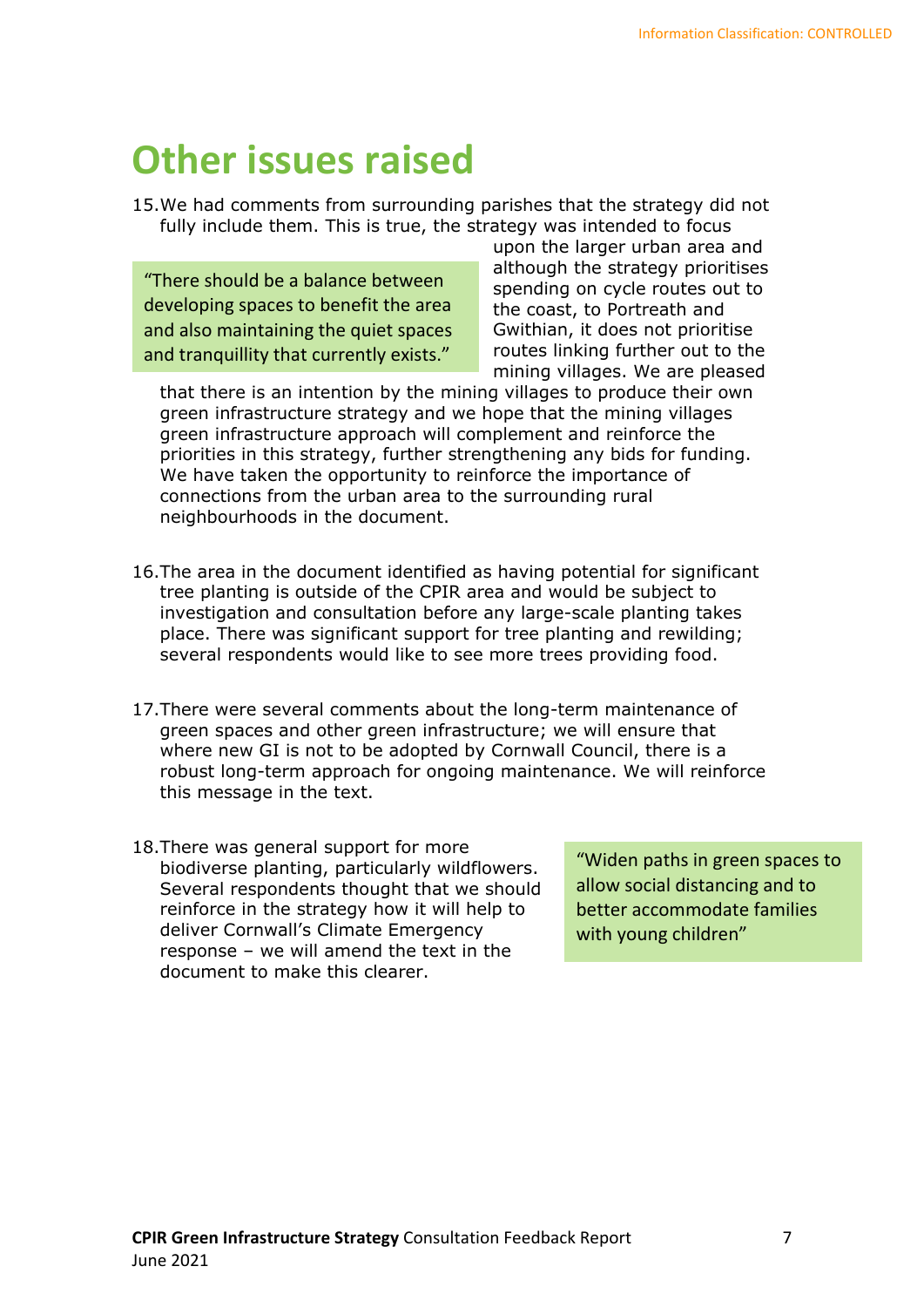# Other issues raised

15. We had comments from surrounding parishes that the strategy did not fully include them. This is true, the strategy was intended to focus upon the larger urban area and although the strategy prioritises spending on cycle routes out to the coast, to Portreath and Gwithian, it does not prioritise routes linking further out to the mining villages. We are pleased that there is an intention by the mining villages to produce their own green infrastructure strategy and we hope that the mining villages green infrastructure approach will complement and reinforce the priorities in this strategy, further strengthening any bids for funding. We have taken the opportunity to reinforce the importance of connections from the urban area to the surrounding rural neighbourhoods in the document.

> "There should be a balance between developing spaces to benefit the area and also maintaining the quiet spaces and tranquillity that currently exists."

16. The area in the document identified as having potential for significant tree planting is outside of the CPIR area and would be subject to investigation and consultation before any large-scale planting takes place. There was significant support for tree planting and rewilding; several respondents would like to see more trees providing food.

17. There were several comments about the long-term maintenance of green spaces and other green infrastructure; we will ensure that where new GI is not to be adopted by Cornwall Council, there is a robust long-term approach for ongoing maintenance. We will reinforce this message in the text.

18. There was general support for more biodiverse planting, particularly wildflowers. Several respondents thought that we should reinforce in the strategy how it will help to deliver Cornwall's Climate Emergency response – we will amend the text in the document to make this clearer.

> "Widen paths in green spaces to allow social distancing and to better accommodate families with young children"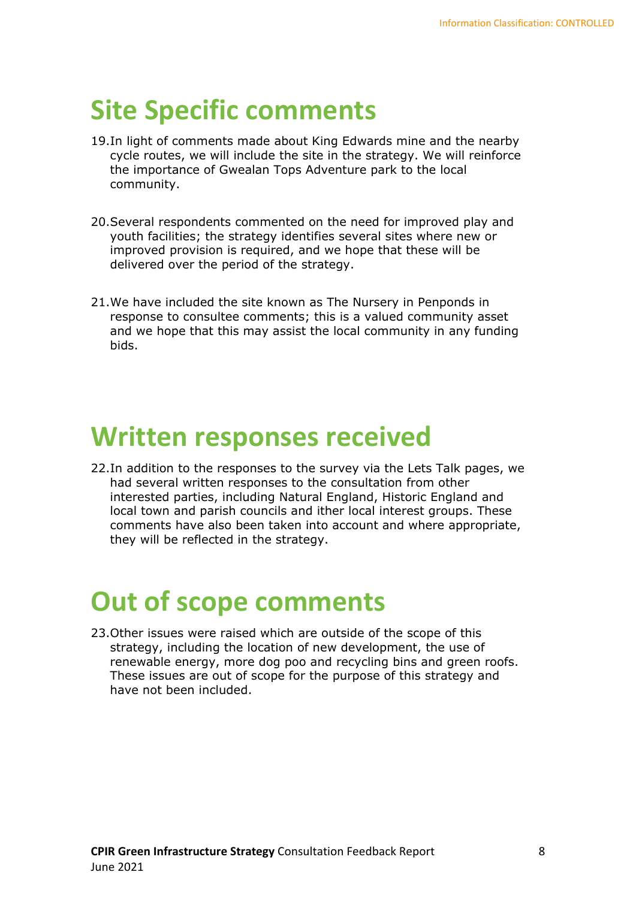# Site Specific comments

19. In light of comments made about King Edwards mine and the nearby cycle routes, we will include the site in the strategy. We will reinforce the importance of Gwealan Tops Adventure park to the local community.

20. Several respondents commented on the need for improved play and youth facilities; the strategy identifies several sites where new or improved provision is required, and we hope that these will be delivered over the period of the strategy.

21. We have included the site known as The Nursery in Penponds in response to consultee comments; this is a valued community asset and we hope that this may assist the local community in any funding bids.

# Written responses received

22. In addition to the responses to the survey via the Lets Talk pages, we had several written responses to the consultation from other interested parties, including Natural England, Historic England and local town and parish councils and ither local interest groups. These comments have also been taken into account and where appropriate, they will be reflected in the strategy.

# Out of scope comments

23. Other issues were raised which are outside of the scope of this strategy, including the location of new development, the use of renewable energy, more dog poo and recycling bins and green roofs. These issues are out of scope for the purpose of this strategy and have not been included.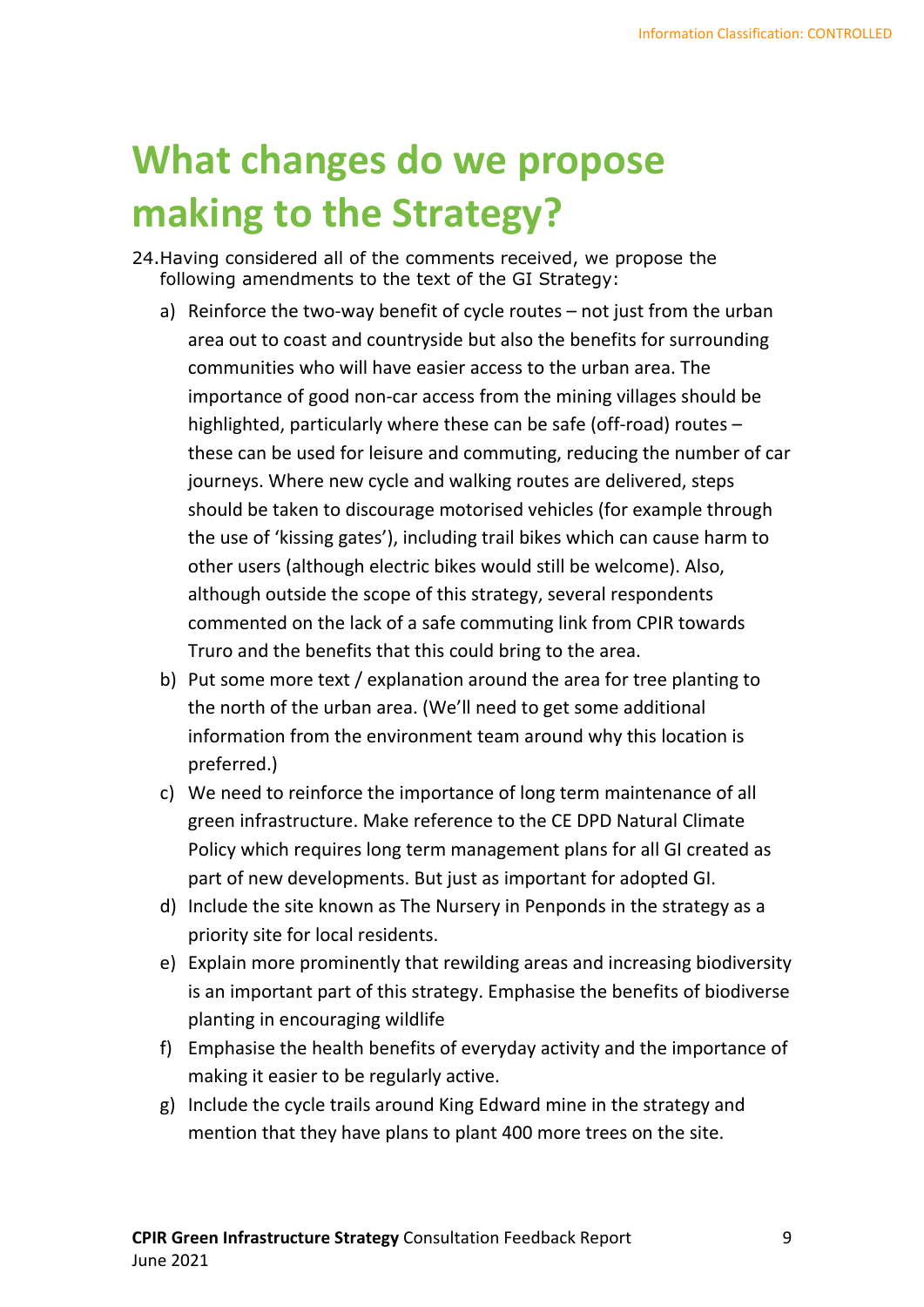# What changes do we propose making to the Strategy?

24. Having considered all of the comments received, we propose the following amendments to the text of the GI Strategy:

   a) Reinforce the two-way benefit of cycle routes – not just from the urban area out to coast and countryside but also the benefits for surrounding communities who will have easier access to the urban area. The importance of good non-car access from the mining villages should be highlighted, particularly where these can be safe (off-road) routes – these can be used for leisure and commuting, reducing the number of car journeys. Where new cycle and walking routes are delivered, steps should be taken to discourage motorised vehicles (for example through the use of 'kissing gates'), including trail bikes which can cause harm to other users (although electric bikes would still be welcome). Also, although outside the scope of this strategy, several respondents commented on the lack of a safe commuting link from CPIR towards Truro and the benefits that this could bring to the area.

   b) Put some more text / explanation around the area for tree planting to the north of the urban area. (We'll need to get some additional information from the environment team around why this location is preferred.)

   c) We need to reinforce the importance of long term maintenance of all green infrastructure. Make reference to the CE DPD Natural Climate Policy which requires long term management plans for all GI created as part of new developments. But just as important for adopted GI.

   d) Include the site known as The Nursery in Penponds in the strategy as a priority site for local residents.

   e) Explain more prominently that rewilding areas and increasing biodiversity is an important part of this strategy. Emphasise the benefits of biodiverse planting in encouraging wildlife

   f) Emphasise the health benefits of everyday activity and the importance of making it easier to be regularly active.

   g) Include the cycle trails around King Edward mine in the strategy and mention that they have plans to plant 400 more trees on the site.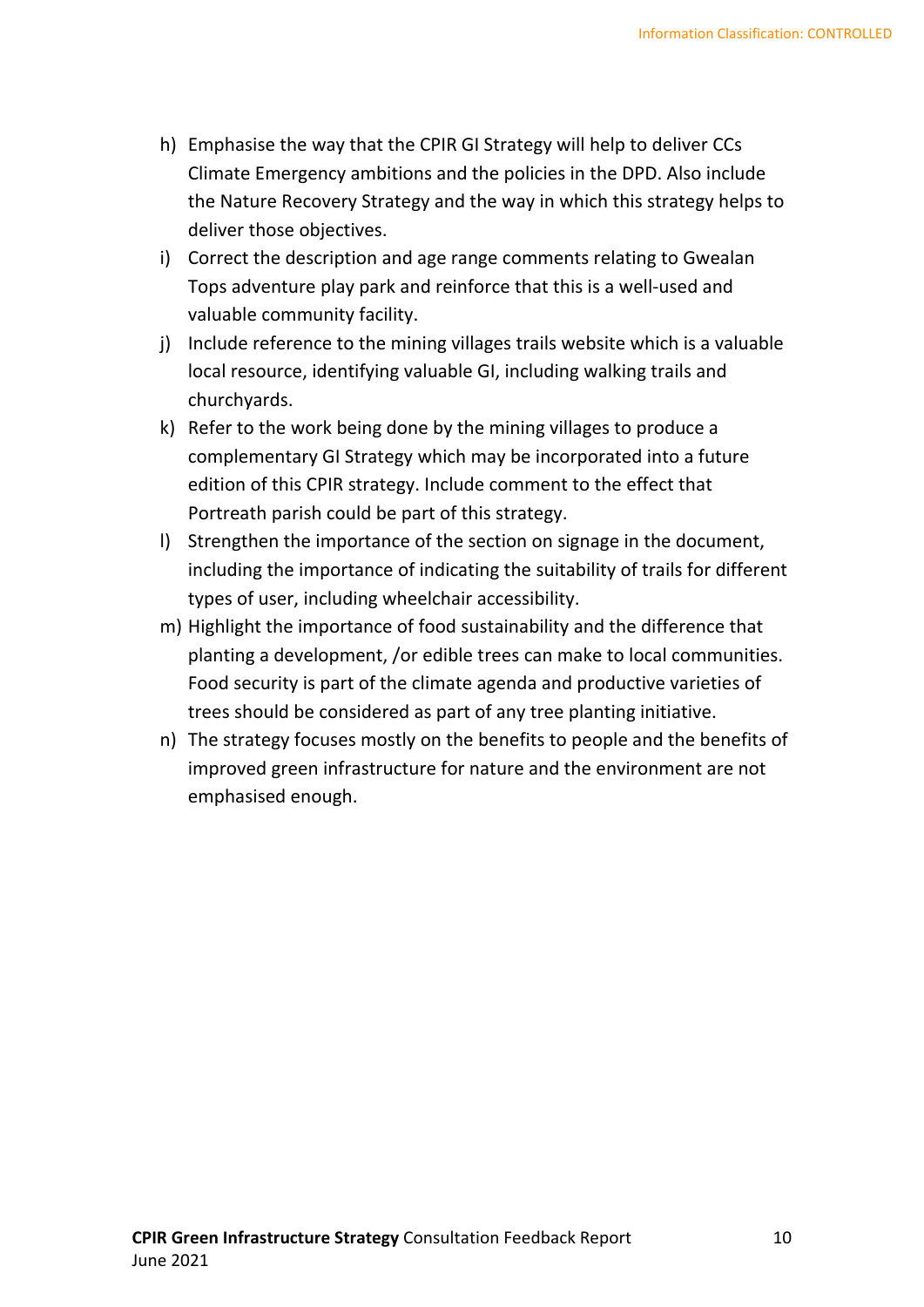h) Emphasise the way that the CPIR GI Strategy will help to deliver CCs Climate Emergency ambitions and the policies in the DPD. Also include the Nature Recovery Strategy and the way in which this strategy helps to deliver those objectives.

i) Correct the description and age range comments relating to Gwealan Tops adventure play park and reinforce that this is a well-used and valuable community facility.

j) Include reference to the mining villages trails website which is a valuable local resource, identifying valuable GI, including walking trails and churchyards.

k) Refer to the work being done by the mining villages to produce a complementary GI Strategy which may be incorporated into a future edition of this CPIR strategy. Include comment to the effect that Portreath parish could be part of this strategy.

l) Strengthen the importance of the section on signage in the document, including the importance of indicating the suitability of trails for different types of user, including wheelchair accessibility.

m) Highlight the importance of food sustainability and the difference that planting a development, /or edible trees can make to local communities. Food security is part of the climate agenda and productive varieties of trees should be considered as part of any tree planting initiative.

n) The strategy focuses mostly on the benefits to people and the benefits of improved green infrastructure for nature and the environment are not emphasised enough.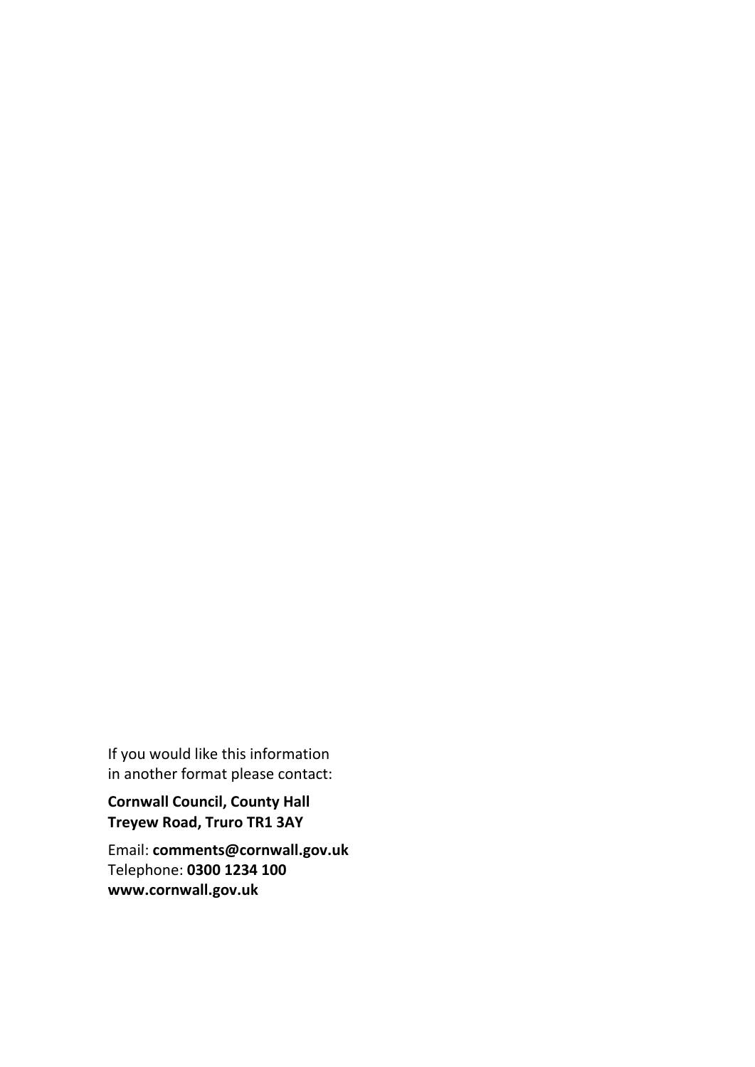If you would like this information
in another format please contact:

**Cornwall Council, County Hall**
**Treyew Road, Truro TR1 3AY**

Email: **comments@cornwall.gov.uk**
Telephone: **0300 1234 100**
**www.cornwall.gov.uk**